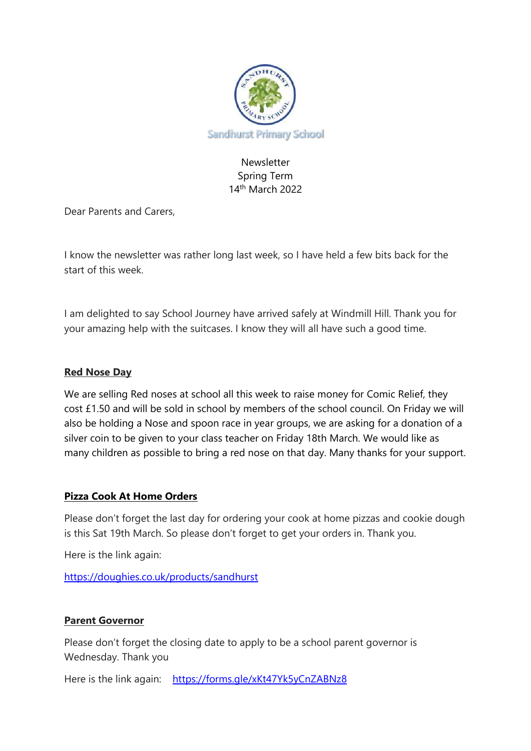Sandhurst Primary School

Newsletter
Spring Term
14th March 2022

Dear Parents and Carers,

I know the newsletter was rather long last week, so I have held a few bits back for the start of this week.

I am delighted to say School Journey have arrived safely at Windmill Hill. Thank you for your amazing help with the suitcases. I know they will all have such a good time.

## Red Nose Day

We are selling Red noses at school all this week to raise money for Comic Relief, they cost £1.50 and will be sold in school by members of the school council. On Friday we will also be holding a Nose and spoon race in year groups, we are asking for a donation of a silver coin to be given to your class teacher on Friday 18th March. We would like as many children as possible to bring a red nose on that day. Many thanks for your support.

## Pizza Cook At Home Orders

Please don't forget the last day for ordering your cook at home pizzas and cookie dough is this Sat 19th March. So please don't forget to get your orders in. Thank you.

Here is the link again:

https://doughies.co.uk/products/sandhurst

## Parent Governor

Please don't forget the closing date to apply to be a school parent governor is Wednesday. Thank you

Here is the link again: https://forms.gle/xKt47Yk5yCnZABNz8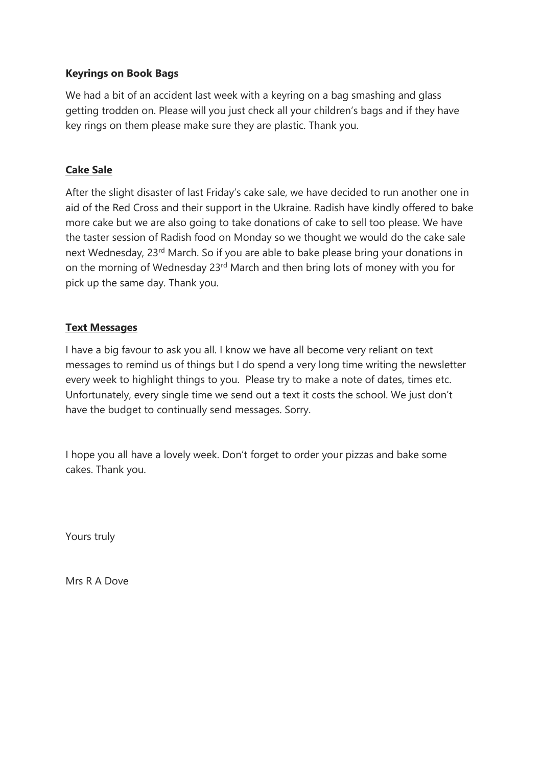**Keyrings on Book Bags**

We had a bit of an accident last week with a keyring on a bag smashing and glass getting trodden on. Please will you just check all your children's bags and if they have key rings on them please make sure they are plastic. Thank you.

**Cake Sale**

After the slight disaster of last Friday's cake sale, we have decided to run another one in aid of the Red Cross and their support in the Ukraine. Radish have kindly offered to bake more cake but we are also going to take donations of cake to sell too please. We have the taster session of Radish food on Monday so we thought we would do the cake sale next Wednesday, 23rd March. So if you are able to bake please bring your donations in on the morning of Wednesday 23rd March and then bring lots of money with you for pick up the same day. Thank you.

**Text Messages**

I have a big favour to ask you all. I know we have all become very reliant on text messages to remind us of things but I do spend a very long time writing the newsletter every week to highlight things to you. Please try to make a note of dates, times etc. Unfortunately, every single time we send out a text it costs the school. We just don't have the budget to continually send messages. Sorry.

I hope you all have a lovely week. Don't forget to order your pizzas and bake some cakes. Thank you.

Yours truly

Mrs R A Dove